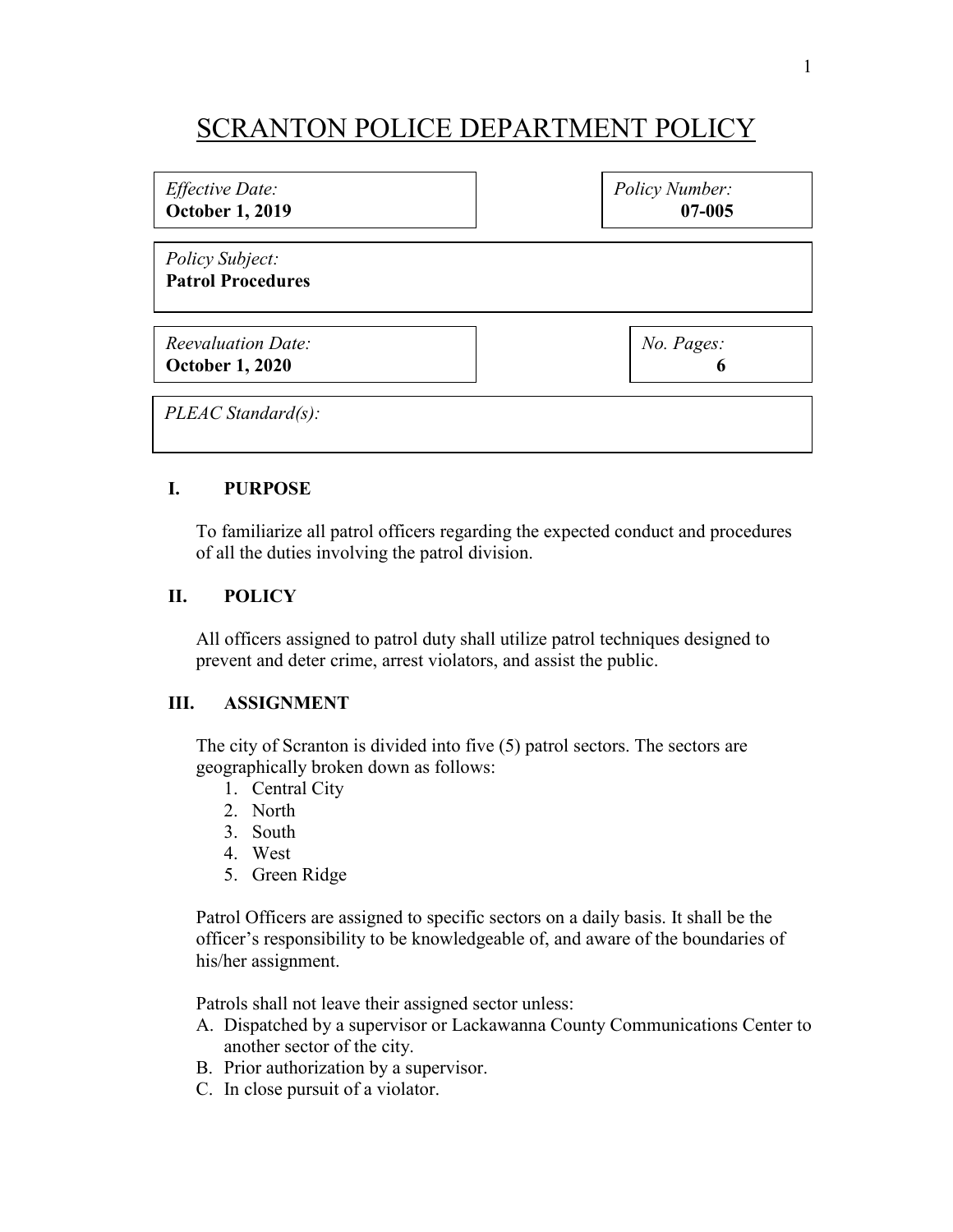# SCRANTON POLICE DEPARTMENT POLICY

| *Effective Date:* **October 1, 2019** | *Policy Number:* **07-005** |
|---|---|
| *Policy Subject:* **Patrol Procedures** | |
| *Reevaluation Date:* **October 1, 2020** | *No. Pages:* **6** |
| *PLEAC Standard(s):* | |

## I. PURPOSE

To familiarize all patrol officers regarding the expected conduct and procedures of all the duties involving the patrol division.

## II. POLICY

All officers assigned to patrol duty shall utilize patrol techniques designed to prevent and deter crime, arrest violators, and assist the public.

## III. ASSIGNMENT

The city of Scranton is divided into five (5) patrol sectors. The sectors are geographically broken down as follows:

1. Central City
2. North
3. South
4. West
5. Green Ridge

Patrol Officers are assigned to specific sectors on a daily basis. It shall be the officer's responsibility to be knowledgeable of, and aware of the boundaries of his/her assignment.

Patrols shall not leave their assigned sector unless:

A. Dispatched by a supervisor or Lackawanna County Communications Center to another sector of the city.
B. Prior authorization by a supervisor.
C. In close pursuit of a violator.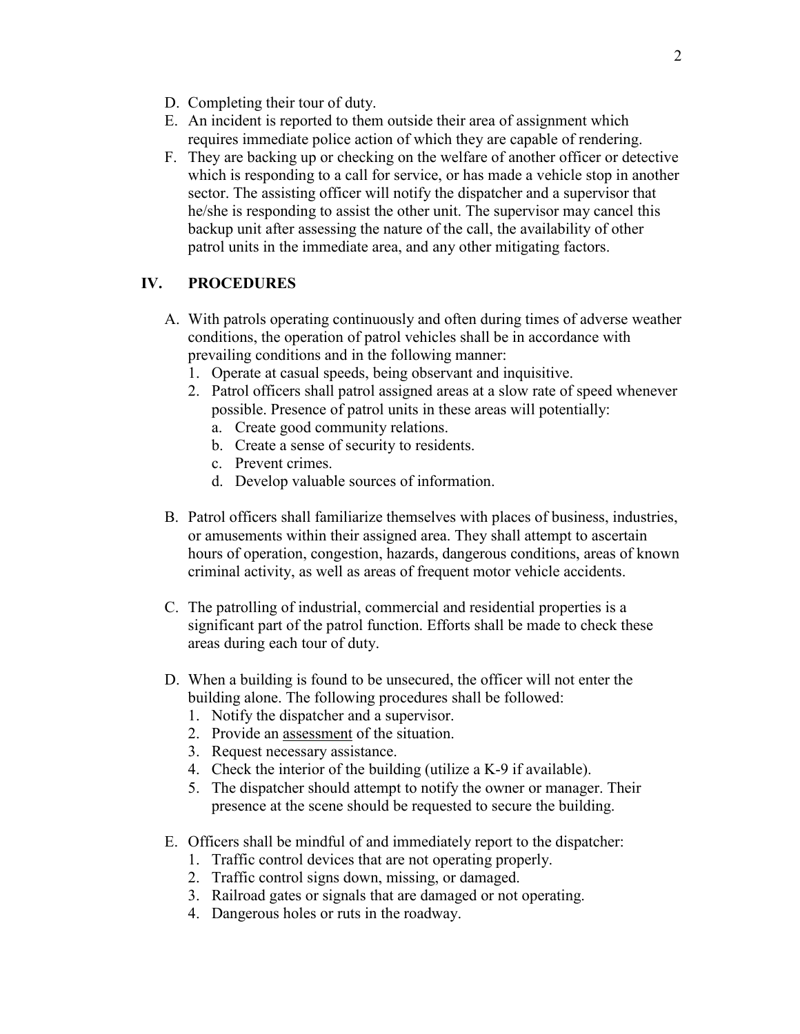D. Completing their tour of duty.
E. An incident is reported to them outside their area of assignment which requires immediate police action of which they are capable of rendering.
F. They are backing up or checking on the welfare of another officer or detective which is responding to a call for service, or has made a vehicle stop in another sector. The assisting officer will notify the dispatcher and a supervisor that he/she is responding to assist the other unit. The supervisor may cancel this backup unit after assessing the nature of the call, the availability of other patrol units in the immediate area, and any other mitigating factors.

## IV. PROCEDURES

A. With patrols operating continuously and often during times of adverse weather conditions, the operation of patrol vehicles shall be in accordance with prevailing conditions and in the following manner:
   1. Operate at casual speeds, being observant and inquisitive.
   2. Patrol officers shall patrol assigned areas at a slow rate of speed whenever possible. Presence of patrol units in these areas will potentially:
      a. Create good community relations.
      b. Create a sense of security to residents.
      c. Prevent crimes.
      d. Develop valuable sources of information.

B. Patrol officers shall familiarize themselves with places of business, industries, or amusements within their assigned area. They shall attempt to ascertain hours of operation, congestion, hazards, dangerous conditions, areas of known criminal activity, as well as areas of frequent motor vehicle accidents.

C. The patrolling of industrial, commercial and residential properties is a significant part of the patrol function. Efforts shall be made to check these areas during each tour of duty.

D. When a building is found to be unsecured, the officer will not enter the building alone. The following procedures shall be followed:
   1. Notify the dispatcher and a supervisor.
   2. Provide an <u>assessment</u> of the situation.
   3. Request necessary assistance.
   4. Check the interior of the building (utilize a K-9 if available).
   5. The dispatcher should attempt to notify the owner or manager. Their presence at the scene should be requested to secure the building.

E. Officers shall be mindful of and immediately report to the dispatcher:
   1. Traffic control devices that are not operating properly.
   2. Traffic control signs down, missing, or damaged.
   3. Railroad gates or signals that are damaged or not operating.
   4. Dangerous holes or ruts in the roadway.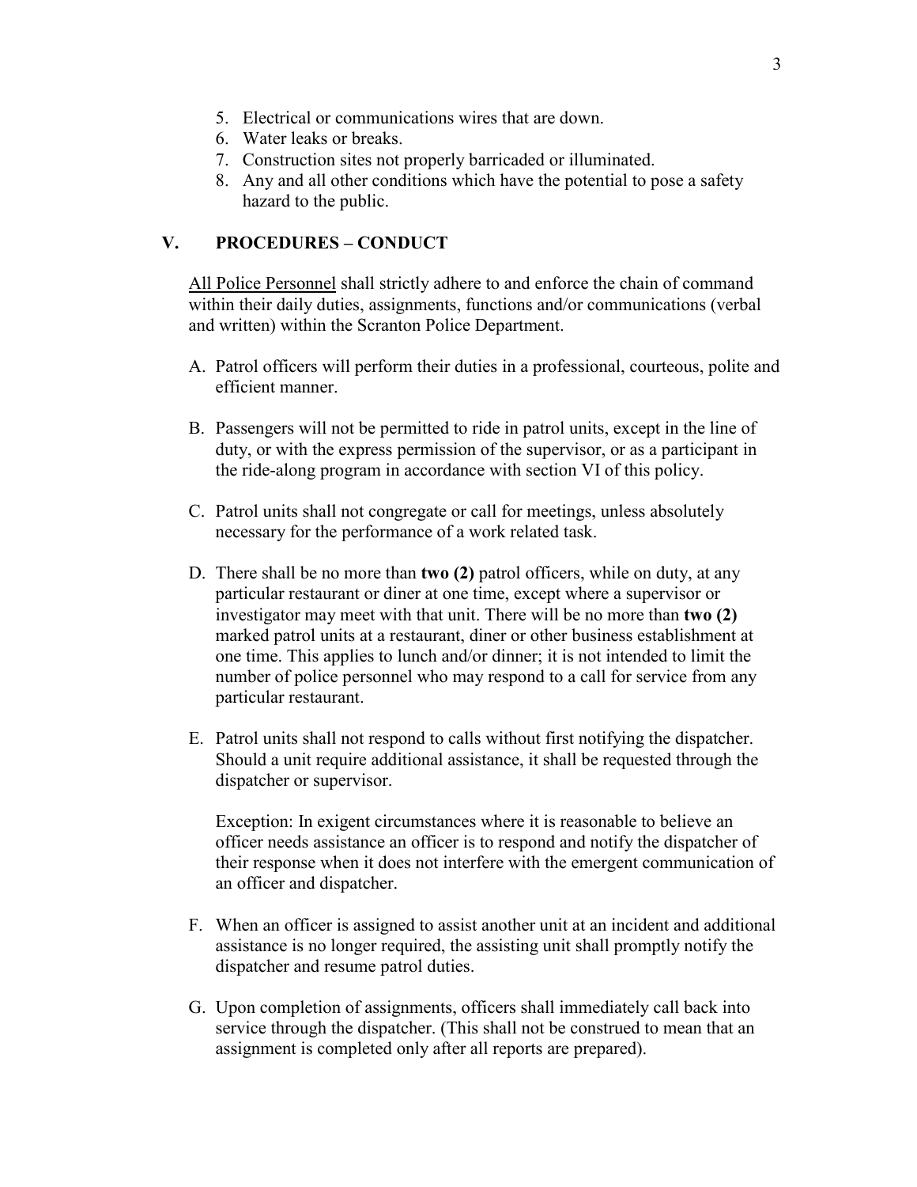5. Electrical or communications wires that are down.
6. Water leaks or breaks.
7. Construction sites not properly barricaded or illuminated.
8. Any and all other conditions which have the potential to pose a safety hazard to the public.

## V. PROCEDURES – CONDUCT

<u>All Police Personnel</u> shall strictly adhere to and enforce the chain of command within their daily duties, assignments, functions and/or communications (verbal and written) within the Scranton Police Department.

A. Patrol officers will perform their duties in a professional, courteous, polite and efficient manner.

B. Passengers will not be permitted to ride in patrol units, except in the line of duty, or with the express permission of the supervisor, or as a participant in the ride-along program in accordance with section VI of this policy.

C. Patrol units shall not congregate or call for meetings, unless absolutely necessary for the performance of a work related task.

D. There shall be no more than **two (2)** patrol officers, while on duty, at any particular restaurant or diner at one time, except where a supervisor or investigator may meet with that unit. There will be no more than **two (2)** marked patrol units at a restaurant, diner or other business establishment at one time. This applies to lunch and/or dinner; it is not intended to limit the number of police personnel who may respond to a call for service from any particular restaurant.

E. Patrol units shall not respond to calls without first notifying the dispatcher. Should a unit require additional assistance, it shall be requested through the dispatcher or supervisor.

   Exception: In exigent circumstances where it is reasonable to believe an officer needs assistance an officer is to respond and notify the dispatcher of their response when it does not interfere with the emergent communication of an officer and dispatcher.

F. When an officer is assigned to assist another unit at an incident and additional assistance is no longer required, the assisting unit shall promptly notify the dispatcher and resume patrol duties.

G. Upon completion of assignments, officers shall immediately call back into service through the dispatcher. (This shall not be construed to mean that an assignment is completed only after all reports are prepared).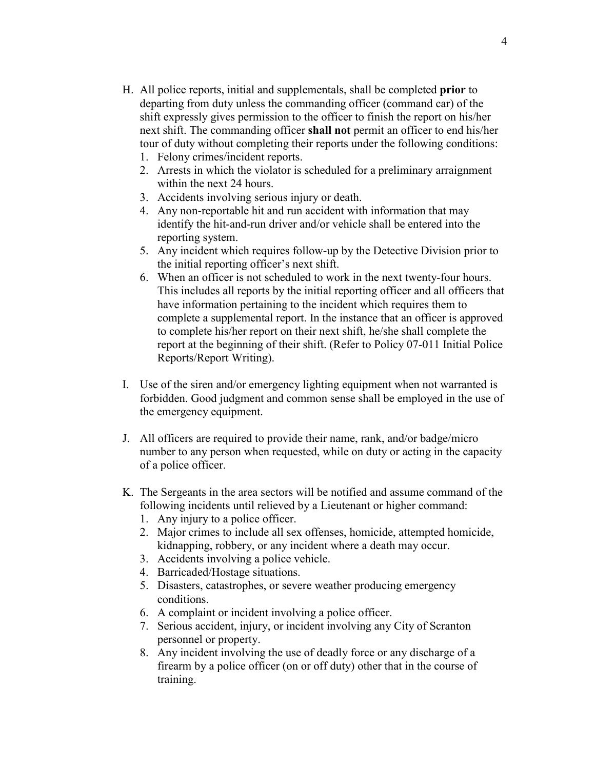H. All police reports, initial and supplementals, shall be completed **prior** to departing from duty unless the commanding officer (command car) of the shift expressly gives permission to the officer to finish the report on his/her next shift. The commanding officer **shall not** permit an officer to end his/her tour of duty without completing their reports under the following conditions:
   1. Felony crimes/incident reports.
   2. Arrests in which the violator is scheduled for a preliminary arraignment within the next 24 hours.
   3. Accidents involving serious injury or death.
   4. Any non-reportable hit and run accident with information that may identify the hit-and-run driver and/or vehicle shall be entered into the reporting system.
   5. Any incident which requires follow-up by the Detective Division prior to the initial reporting officer's next shift.
   6. When an officer is not scheduled to work in the next twenty-four hours. This includes all reports by the initial reporting officer and all officers that have information pertaining to the incident which requires them to complete a supplemental report. In the instance that an officer is approved to complete his/her report on their next shift, he/she shall complete the report at the beginning of their shift. (Refer to Policy 07-011 Initial Police Reports/Report Writing).

I. Use of the siren and/or emergency lighting equipment when not warranted is forbidden. Good judgment and common sense shall be employed in the use of the emergency equipment.

J. All officers are required to provide their name, rank, and/or badge/micro number to any person when requested, while on duty or acting in the capacity of a police officer.

K. The Sergeants in the area sectors will be notified and assume command of the following incidents until relieved by a Lieutenant or higher command:
   1. Any injury to a police officer.
   2. Major crimes to include all sex offenses, homicide, attempted homicide, kidnapping, robbery, or any incident where a death may occur.
   3. Accidents involving a police vehicle.
   4. Barricaded/Hostage situations.
   5. Disasters, catastrophes, or severe weather producing emergency conditions.
   6. A complaint or incident involving a police officer.
   7. Serious accident, injury, or incident involving any City of Scranton personnel or property.
   8. Any incident involving the use of deadly force or any discharge of a firearm by a police officer (on or off duty) other that in the course of training.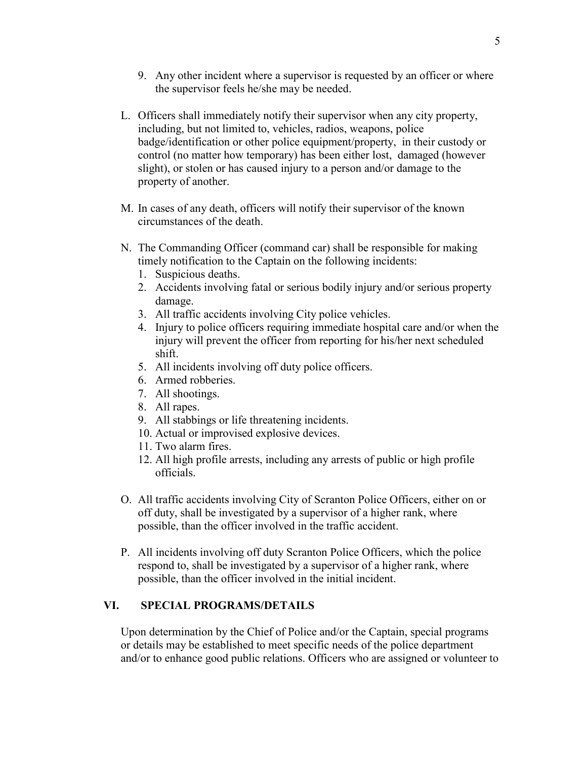9. Any other incident where a supervisor is requested by an officer or where the supervisor feels he/she may be needed.

L. Officers shall immediately notify their supervisor when any city property, including, but not limited to, vehicles, radios, weapons, police badge/identification or other police equipment/property, in their custody or control (no matter how temporary) has been either lost, damaged (however slight), or stolen or has caused injury to a person and/or damage to the property of another.

M. In cases of any death, officers will notify their supervisor of the known circumstances of the death.

N. The Commanding Officer (command car) shall be responsible for making timely notification to the Captain on the following incidents:
   1. Suspicious deaths.
   2. Accidents involving fatal or serious bodily injury and/or serious property damage.
   3. All traffic accidents involving City police vehicles.
   4. Injury to police officers requiring immediate hospital care and/or when the injury will prevent the officer from reporting for his/her next scheduled shift.
   5. All incidents involving off duty police officers.
   6. Armed robberies.
   7. All shootings.
   8. All rapes.
   9. All stabbings or life threatening incidents.
   10. Actual or improvised explosive devices.
   11. Two alarm fires.
   12. All high profile arrests, including any arrests of public or high profile officials.

O. All traffic accidents involving City of Scranton Police Officers, either on or off duty, shall be investigated by a supervisor of a higher rank, where possible, than the officer involved in the traffic accident.

P. All incidents involving off duty Scranton Police Officers, which the police respond to, shall be investigated by a supervisor of a higher rank, where possible, than the officer involved in the initial incident.

## VI. SPECIAL PROGRAMS/DETAILS

Upon determination by the Chief of Police and/or the Captain, special programs or details may be established to meet specific needs of the police department and/or to enhance good public relations. Officers who are assigned or volunteer to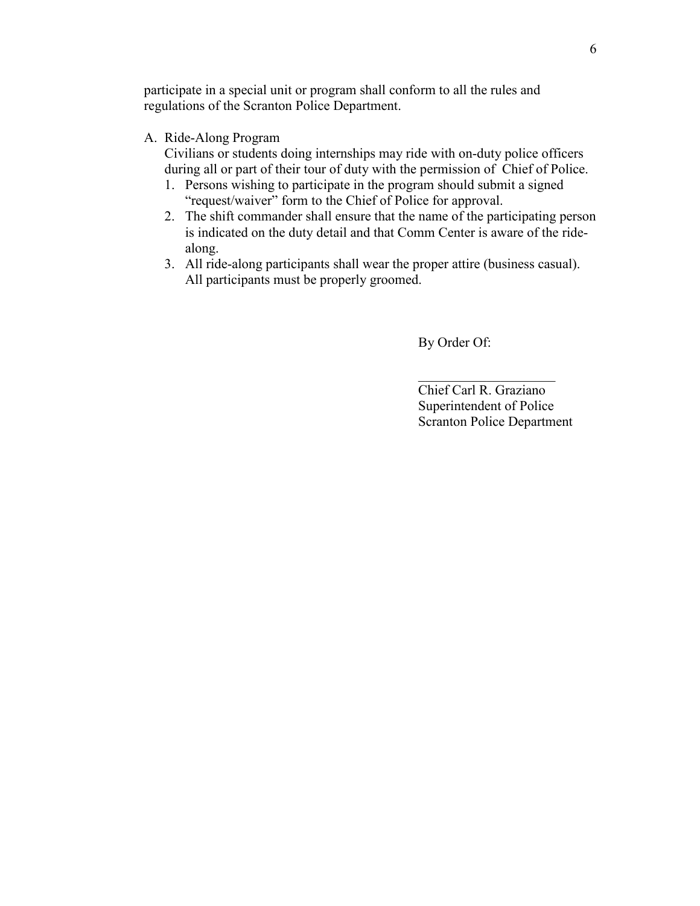participate in a special unit or program shall conform to all the rules and regulations of the Scranton Police Department.

A. Ride-Along Program

   Civilians or students doing internships may ride with on-duty police officers during all or part of their tour of duty with the permission of Chief of Police.

   1. Persons wishing to participate in the program should submit a signed "request/waiver" form to the Chief of Police for approval.
   2. The shift commander shall ensure that the name of the participating person is indicated on the duty detail and that Comm Center is aware of the ride-along.
   3. All ride-along participants shall wear the proper attire (business casual). All participants must be properly groomed.

By Order Of:

\_\_\_\_\_\_\_\_\_\_\_\_\_\_\_\_\_\_\_\_

Chief Carl R. Graziano
Superintendent of Police
Scranton Police Department